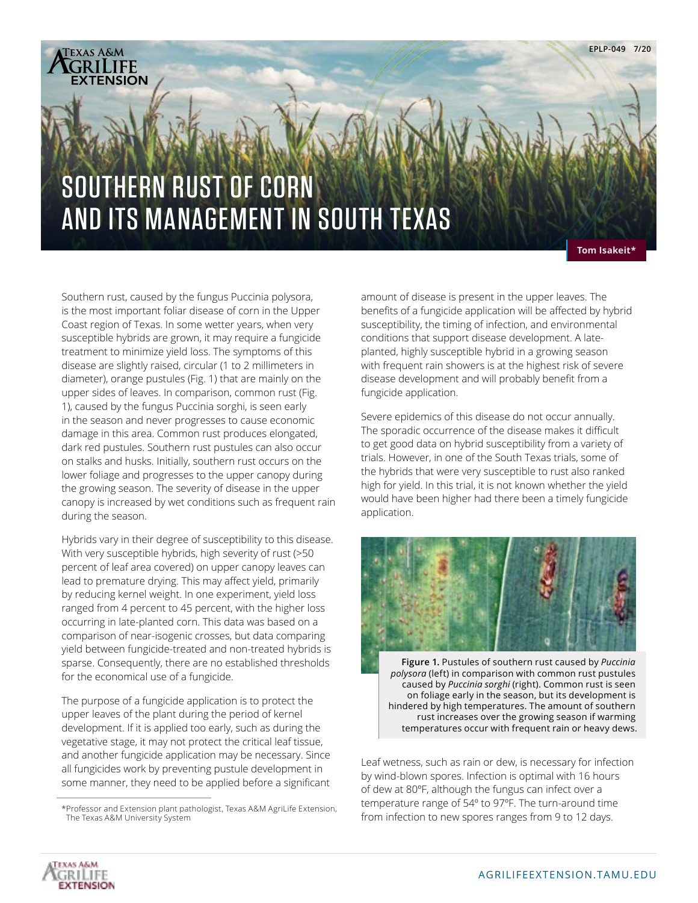# SOUTHERN RUST OF CORN AND ITS MANAGEMENT IN SOUTH TEXAS

**Tom Isakeit***

Southern rust, caused by the fungus Puccinia polysora, is the most important foliar disease of corn in the Upper Coast region of Texas. In some wetter years, when very susceptible hybrids are grown, it may require a fungicide treatment to minimize yield loss. The symptoms of this disease are slightly raised, circular (1 to 2 millimeters in diameter), orange pustules (Fig. 1) that are mainly on the upper sides of leaves. In comparison, common rust (Fig. 1), caused by the fungus Puccinia sorghi, is seen early in the season and never progresses to cause economic damage in this area. Common rust produces elongated, dark red pustules. Southern rust pustules can also occur on stalks and husks. Initially, southern rust occurs on the lower foliage and progresses to the upper canopy during the growing season. The severity of disease in the upper canopy is increased by wet conditions such as frequent rain during the season.

Hybrids vary in their degree of susceptibility to this disease. With very susceptible hybrids, high severity of rust (>50 percent of leaf area covered) on upper canopy leaves can lead to premature drying. This may affect yield, primarily by reducing kernel weight. In one experiment, yield loss ranged from 4 percent to 45 percent, with the higher loss occurring in late-planted corn. This data was based on a comparison of near-isogenic crosses, but data comparing yield between fungicide-treated and non-treated hybrids is sparse. Consequently, there are no established thresholds for the economical use of a fungicide.

The purpose of a fungicide application is to protect the upper leaves of the plant during the period of kernel development. If it is applied too early, such as during the vegetative stage, it may not protect the critical leaf tissue, and another fungicide application may be necessary. Since all fungicides work by preventing pustule development in some manner, they need to be applied before a significant amount of disease is present in the upper leaves. The benefits of a fungicide application will be affected by hybrid susceptibility, the timing of infection, and environmental conditions that support disease development. A late-planted, highly susceptible hybrid in a growing season with frequent rain showers is at the highest risk of severe disease development and will probably benefit from a fungicide application.

Severe epidemics of this disease do not occur annually. The sporadic occurrence of the disease makes it difficult to get good data on hybrid susceptibility from a variety of trials. However, in one of the South Texas trials, some of the hybrids that were very susceptible to rust also ranked high for yield. In this trial, it is not known whether the yield would have been higher had there been a timely fungicide application.

**Figure 1.** Pustules of southern rust caused by *Puccinia polysora* (left) in comparison with common rust pustules caused by *Puccinia sorghi* (right). Common rust is seen on foliage early in the season, but its development is hindered by high temperatures. The amount of southern rust increases over the growing season if warming temperatures occur with frequent rain or heavy dews.

Leaf wetness, such as rain or dew, is necessary for infection by wind-blown spores. Infection is optimal with 16 hours of dew at 80ºF, although the fungus can infect over a temperature range of 54º to 97ºF. The turn-around time from infection to new spores ranges from 9 to 12 days.

*Professor and Extension plant pathologist, Texas A&M AgriLife Extension, The Texas A&M University System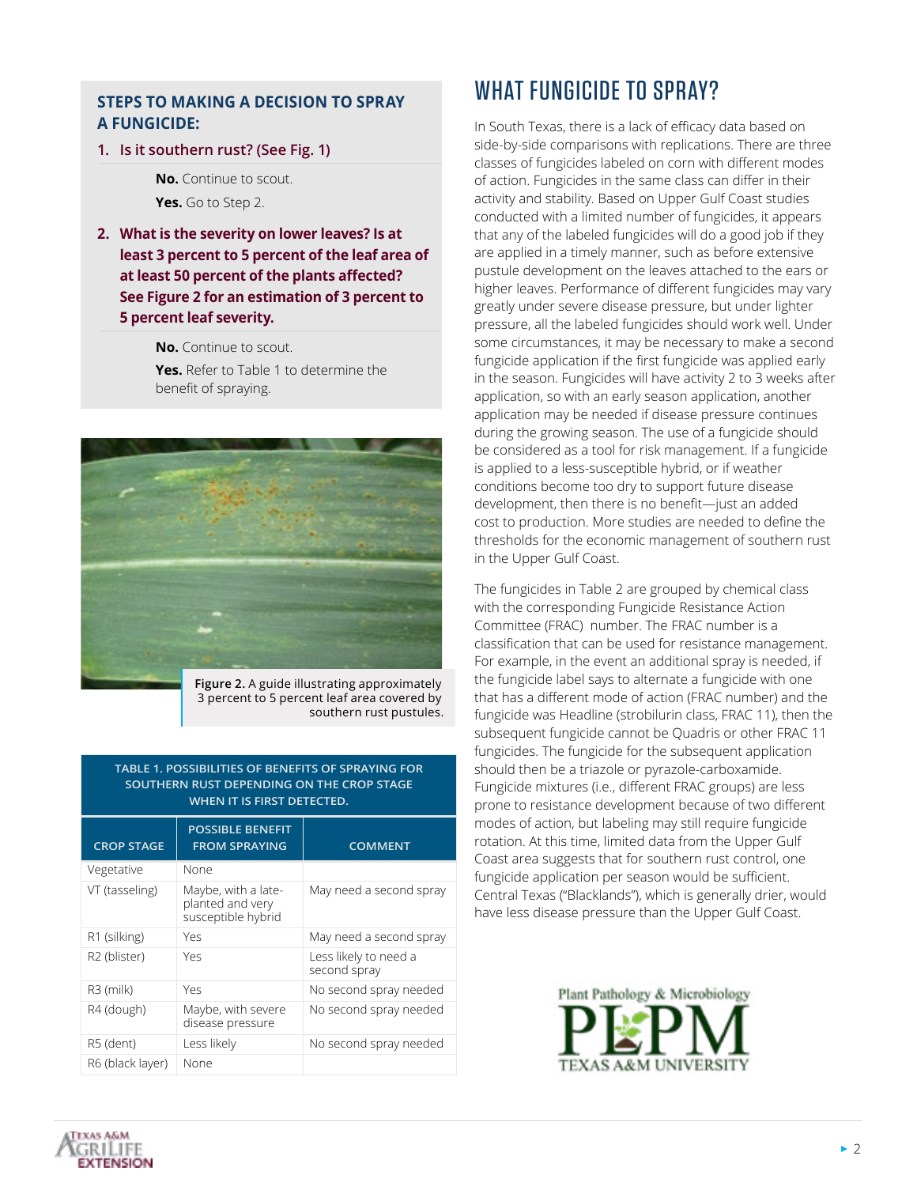### STEPS TO MAKING A DECISION TO SPRAY A FUNGICIDE:

**1. Is it southern rust? (See Fig. 1)**

**No.** Continue to scout.

**Yes.** Go to Step 2.

**2. What is the severity on lower leaves? Is at least 3 percent to 5 percent of the leaf area of at least 50 percent of the plants affected? See Figure 2 for an estimation of 3 percent to 5 percent leaf severity.**

**No.** Continue to scout.

**Yes.** Refer to Table 1 to determine the benefit of spraying.

**Figure 2.** A guide illustrating approximately 3 percent to 5 percent leaf area covered by southern rust pustules.

**TABLE 1. POSSIBILITIES OF BENEFITS OF SPRAYING FOR SOUTHERN RUST DEPENDING ON THE CROP STAGE WHEN IT IS FIRST DETECTED.**

| CROP STAGE | POSSIBLE BENEFIT FROM SPRAYING | COMMENT |
|---|---|---|
| Vegetative | None | |
| VT (tasseling) | Maybe, with a late-planted and very susceptible hybrid | May need a second spray |
| R1 (silking) | Yes | May need a second spray |
| R2 (blister) | Yes | Less likely to need a second spray |
| R3 (milk) | Yes | No second spray needed |
| R4 (dough) | Maybe, with severe disease pressure | No second spray needed |
| R5 (dent) | Less likely | No second spray needed |
| R6 (black layer) | None | |

## WHAT FUNGICIDE TO SPRAY?

In South Texas, there is a lack of efficacy data based on side-by-side comparisons with replications. There are three classes of fungicides labeled on corn with different modes of action. Fungicides in the same class can differ in their activity and stability. Based on Upper Gulf Coast studies conducted with a limited number of fungicides, it appears that any of the labeled fungicides will do a good job if they are applied in a timely manner, such as before extensive pustule development on the leaves attached to the ears or higher leaves. Performance of different fungicides may vary greatly under severe disease pressure, but under lighter pressure, all the labeled fungicides should work well. Under some circumstances, it may be necessary to make a second fungicide application if the first fungicide was applied early in the season. Fungicides will have activity 2 to 3 weeks after application, so with an early season application, another application may be needed if disease pressure continues during the growing season. The use of a fungicide should be considered as a tool for risk management. If a fungicide is applied to a less-susceptible hybrid, or if weather conditions become too dry to support future disease development, then there is no benefit—just an added cost to production. More studies are needed to define the thresholds for the economic management of southern rust in the Upper Gulf Coast.

The fungicides in Table 2 are grouped by chemical class with the corresponding Fungicide Resistance Action Committee (FRAC) number. The FRAC number is a classification that can be used for resistance management. For example, in the event an additional spray is needed, if the fungicide label says to alternate a fungicide with one that has a different mode of action (FRAC number) and the fungicide was Headline (strobilurin class, FRAC 11), then the subsequent fungicide cannot be Quadris or other FRAC 11 fungicides. The fungicide for the subsequent application should then be a triazole or pyrazole-carboxamide. Fungicide mixtures (i.e., different FRAC groups) are less prone to resistance development because of two different modes of action, but labeling may still require fungicide rotation. At this time, limited data from the Upper Gulf Coast area suggests that for southern rust control, one fungicide application per season would be sufficient. Central Texas ("Blacklands"), which is generally drier, would have less disease pressure than the Upper Gulf Coast.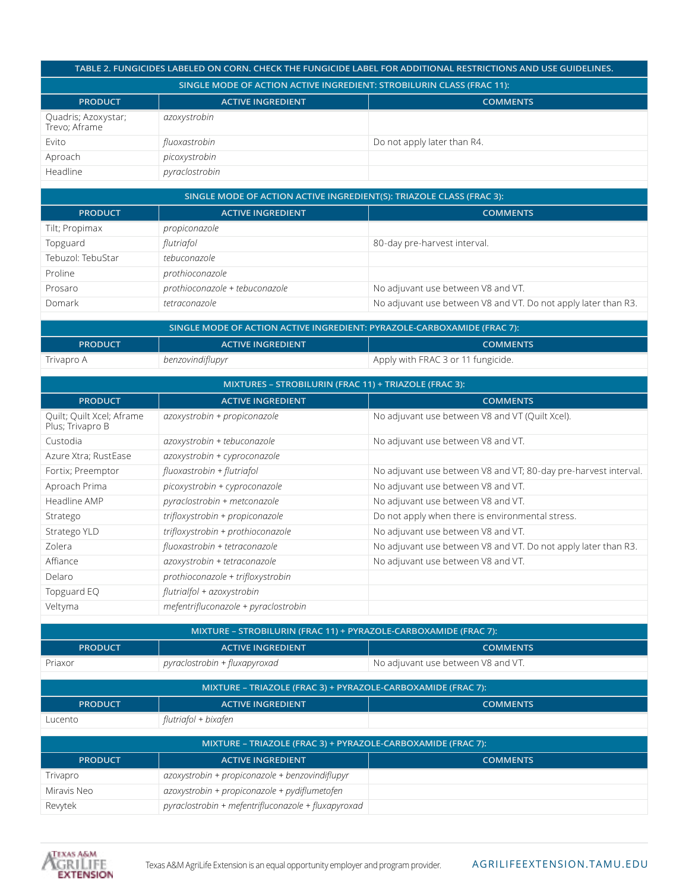**TABLE 2. FUNGICIDES LABELED ON CORN. CHECK THE FUNGICIDE LABEL FOR ADDITIONAL RESTRICTIONS AND USE GUIDELINES.**

**SINGLE MODE OF ACTION ACTIVE INGREDIENT: STROBILURIN CLASS (FRAC 11):**

| PRODUCT | ACTIVE INGREDIENT | COMMENTS |
|---|---|---|
| Quadris; Azoxystar; Trevo; Aframe | *azoxystrobin* | |
| Evito | *fluoxastrobin* | Do not apply later than R4. |
| Aproach | *picoxystrobin* | |
| Headline | *pyraclostrobin* | |

**SINGLE MODE OF ACTION ACTIVE INGREDIENT(S): TRIAZOLE CLASS (FRAC 3):**

| PRODUCT | ACTIVE INGREDIENT | COMMENTS |
|---|---|---|
| Tilt; Propimax | *propiconazole* | |
| Topguard | *flutriafol* | 80-day pre-harvest interval. |
| Tebuzol: TebuStar | *tebuconazole* | |
| Proline | *prothioconazole* | |
| Prosaro | *prothioconazole + tebuconazole* | No adjuvant use between V8 and VT. |
| Domark | *tetraconazole* | No adjuvant use between V8 and VT. Do not apply later than R3. |

**SINGLE MODE OF ACTION ACTIVE INGREDIENT: PYRAZOLE-CARBOXAMIDE (FRAC 7):**

| PRODUCT | ACTIVE INGREDIENT | COMMENTS |
|---|---|---|
| Trivapro A | *benzovindiflupyr* | Apply with FRAC 3 or 11 fungicide. |

**MIXTURES – STROBILURIN (FRAC 11) + TRIAZOLE (FRAC 3):**

| PRODUCT | ACTIVE INGREDIENT | COMMENTS |
|---|---|---|
| Quilt; Quilt Xcel; Aframe Plus; Trivapro B | *azoxystrobin + propiconazole* | No adjuvant use between V8 and VT (Quilt Xcel). |
| Custodia | *azoxystrobin + tebuconazole* | No adjuvant use between V8 and VT. |
| Azure Xtra; RustEase | *azoxystrobin + cyproconazole* | |
| Fortix; Preemptor | *fluoxastrobin + flutriafol* | No adjuvant use between V8 and VT; 80-day pre-harvest interval. |
| Aproach Prima | *picoxystrobin + cyproconazole* | No adjuvant use between V8 and VT. |
| Headline AMP | *pyraclostrobin + metconazole* | No adjuvant use between V8 and VT. |
| Stratego | *trifloxystrobin + propiconazole* | Do not apply when there is environmental stress. |
| Stratego YLD | *trifloxystrobin + prothioconazole* | No adjuvant use between V8 and VT. |
| Zolera | *fluoxastrobin + tetraconazole* | No adjuvant use between V8 and VT. Do not apply later than R3. |
| Affiance | *azoxystrobin + tetraconazole* | No adjuvant use between V8 and VT. |
| Delaro | *prothioconazole + trifloxystrobin* | |
| Topguard EQ | *flutrialfol + azoxystrobin* | |
| Veltyma | *mefentrifluconazole + pyraclostrobin* | |

**MIXTURE – STROBILURIN (FRAC 11) + PYRAZOLE-CARBOXAMIDE (FRAC 7):**

| PRODUCT | ACTIVE INGREDIENT | COMMENTS |
|---|---|---|
| Priaxor | *pyraclostrobin + fluxapyroxad* | No adjuvant use between V8 and VT. |

**MIXTURE – TRIAZOLE (FRAC 3) + PYRAZOLE-CARBOXAMIDE (FRAC 7):**

| PRODUCT | ACTIVE INGREDIENT | COMMENTS |
|---|---|---|
| Lucento | *flutriafol + bixafen* | |

**MIXTURE – TRIAZOLE (FRAC 3) + PYRAZOLE-CARBOXAMIDE (FRAC 7):**

| PRODUCT | ACTIVE INGREDIENT | COMMENTS |
|---|---|---|
| Trivapro | *azoxystrobin + propiconazole + benzovindiflupyr* | |
| Miravis Neo | *azoxystrobin + propiconazole + pydiflumetofen* | |
| Revytek | *pyraclostrobin + mefentrifluconazole + fluxapyroxad* | |

Texas A&M AgriLife Extension is an equal opportunity employer and program provider.

AGRILIFEEXTENSION.TAMU.EDU